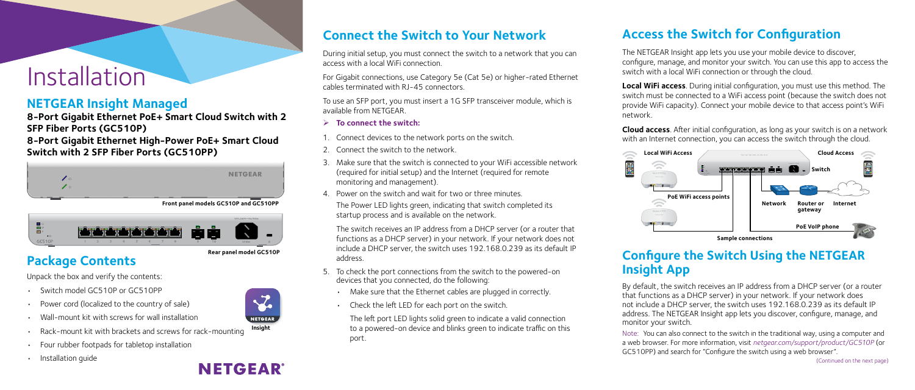# Installation

## NETGEAR Insight Managed

**8-Port Gigabit Ethernet PoE+ Smart Cloud Switch with 2 SFP Fiber Ports (GC510P)**

**8-Port Gigabit Ethernet High-Power PoE+ Smart Cloud Switch with 2 SFP Fiber Ports (GC510PP)**

Front panel models GC510P and GC510PP

Rear panel model GC510P

## Package Contents

Unpack the box and verify the contents:

- Switch model GC510P or GC510PP
- Power cord (localized to the country of sale)
- Wall-mount kit with screws for wall installation
- Rack-mount kit with brackets and screws for rack-mounting
- Four rubber footpads for tabletop installation
- Installation guide

## Connect the Switch to Your Network

During initial setup, you must connect the switch to a network that you can access with a local WiFi connection.

For Gigabit connections, use Category 5e (Cat 5e) or higher-rated Ethernet cables terminated with RJ-45 connectors.

To use an SFP port, you must insert a 1G SFP transceiver module, which is available from NETGEAR.

➢ **To connect the switch:**

1. Connect devices to the network ports on the switch.
2. Connect the switch to the network.
3. Make sure that the switch is connected to your WiFi accessible network (required for initial setup) and the Internet (required for remote monitoring and management).
4. Power on the switch and wait for two or three minutes.

   The Power LED lights green, indicating that switch completed its startup process and is available on the network.

   The switch receives an IP address from a DHCP server (or a router that functions as a DHCP server) in your network. If your network does not include a DHCP server, the switch uses 192.168.0.239 as its default IP address.
5. To check the port connections from the switch to the powered-on devices that you connected, do the following:
   - Make sure that the Ethernet cables are plugged in correctly.
   - Check the left LED for each port on the switch.

   The left port LED lights solid green to indicate a valid connection to a powered-on device and blinks green to indicate traffic on this port.

## Access the Switch for Configuration

The NETGEAR Insight app lets you use your mobile device to discover, configure, manage, and monitor your switch. You can use this app to access the switch with a local WiFi connection or through the cloud.

**Local WiFi access**. During initial configuration, you must use this method. The switch must be connected to a WiFi access point (because the switch does not provide WiFi capacity). Connect your mobile device to that access point's WiFi network.

**Cloud access**. After initial configuration, as long as your switch is on a network with an Internet connection, you can access the switch through the cloud.

Sample connections

## Configure the Switch Using the NETGEAR Insight App

By default, the switch receives an IP address from a DHCP server (or a router that functions as a DHCP server) in your network. If your network does not include a DHCP server, the switch uses 192.168.0.239 as its default IP address. The NETGEAR Insight app lets you discover, configure, manage, and monitor your switch.

Note: You can also connect to the switch in the traditional way, using a computer and a web browser. For more information, visit *netgear.com/support/product/GC510P* (or GC510PP) and search for "Configure the switch using a web browser".

(Continued on the next page)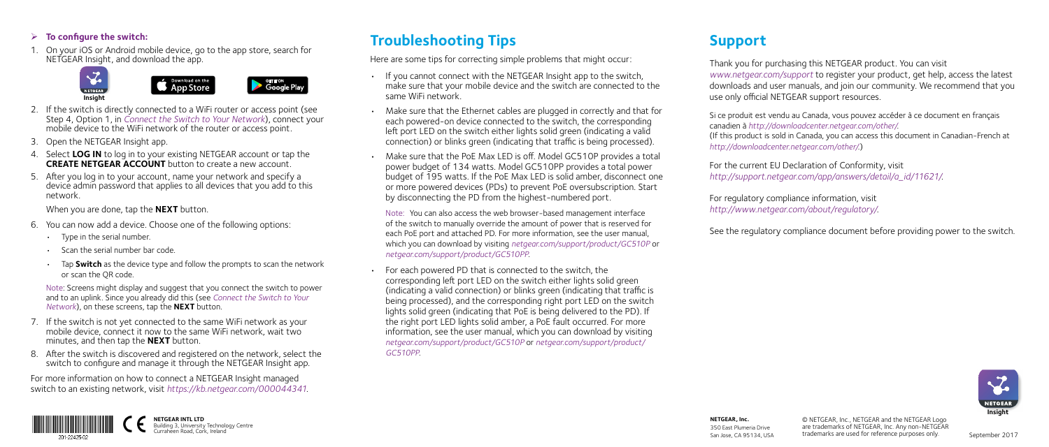➢ **To configure the switch:**

1. On your iOS or Android mobile device, go to the app store, search for NETGEAR Insight, and download the app.
2. If the switch is directly connected to a WiFi router or access point (see Step 4, Option 1, in *Connect the Switch to Your Network*), connect your mobile device to the WiFi network of the router or access point.
3. Open the NETGEAR Insight app.
4. Select **LOG IN** to log in to your existing NETGEAR account or tap the **CREATE NETGEAR ACCOUNT** button to create a new account.
5. After you log in to your account, name your network and specify a device admin password that applies to all devices that you add to this network.

   When you are done, tap the **NEXT** button.
6. You can now add a device. Choose one of the following options:
   - Type in the serial number.
   - Scan the serial number bar code.
   - Tap **Switch** as the device type and follow the prompts to scan the network or scan the QR code.

   Note: Screens might display and suggest that you connect the switch to power and to an uplink. Since you already did this (see *Connect the Switch to Your Network*), on these screens, tap the **NEXT** button.
7. If the switch is not yet connected to the same WiFi network as your mobile device, connect it now to the same WiFi network, wait two minutes, and then tap the **NEXT** button.
8. After the switch is discovered and registered on the network, select the switch to configure and manage it through the NETGEAR Insight app.

For more information on how to connect a NETGEAR Insight managed switch to an existing network, visit *https://kb.netgear.com/000044341*.

**NETGEAR INTL LTD**
Building 3, University Technology Centre
Curraheen Road, Cork, Ireland

# Troubleshooting Tips

Here are some tips for correcting simple problems that might occur:

- If you cannot connect with the NETGEAR Insight app to the switch, make sure that your mobile device and the switch are connected to the same WiFi network.
- Make sure that the Ethernet cables are plugged in correctly and that for each powered-on device connected to the switch, the corresponding left port LED on the switch either lights solid green (indicating a valid connection) or blinks green (indicating that traffic is being processed).
- Make sure that the PoE Max LED is off. Model GC510P provides a total power budget of 134 watts. Model GC510PP provides a total power budget of 195 watts. If the PoE Max LED is solid amber, disconnect one or more powered devices (PDs) to prevent PoE oversubscription. Start by disconnecting the PD from the highest-numbered port.

  Note: You can also access the web browser-based management interface of the switch to manually override the amount of power that is reserved for each PoE port and attached PD. For more information, see the user manual, which you can download by visiting *netgear.com/support/product/GC510P* or *netgear.com/support/product/GC510PP*.
- For each powered PD that is connected to the switch, the corresponding left port LED on the switch either lights solid green (indicating a valid connection) or blinks green (indicating that traffic is being processed), and the corresponding right port LED on the switch lights solid green (indicating that PoE is being delivered to the PD). If the right port LED lights solid amber, a PoE fault occurred. For more information, see the user manual, which you can download by visiting *netgear.com/support/product/GC510P* or *netgear.com/support/product/GC510PP*.

# Support

Thank you for purchasing this NETGEAR product. You can visit *www.netgear.com/support* to register your product, get help, access the latest downloads and user manuals, and join our community. We recommend that you use only official NETGEAR support resources.

Si ce produit est vendu au Canada, vous pouvez accéder à ce document en français canadien à *http://downloadcenter.netgear.com/other/*.
(If this product is sold in Canada, you can access this document in Canadian-French at *http://downloadcenter.netgear.com/other/*.)

For the current EU Declaration of Conformity, visit *http://support.netgear.com/app/answers/detail/a_id/11621/*.

For regulatory compliance information, visit *http://www.netgear.com/about/regulatory/*.

See the regulatory compliance document before providing power to the switch.

**NETGEAR, Inc.**
350 East Plumeria Drive
San Jose, CA 95134, USA

© NETGEAR, Inc., NETGEAR and the NETGEAR Logo are trademarks of NETGEAR, Inc. Any non-NETGEAR trademarks are used for reference purposes only.

September 2017